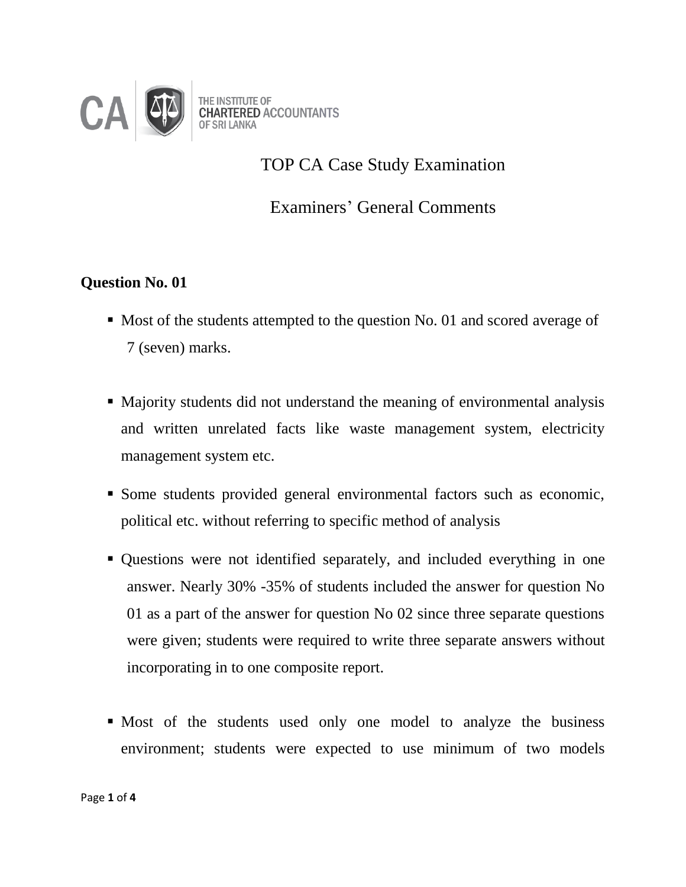THE INSTITUTE OF CHARTERED ACCOUNTANTS OF SRI LANKA

# TOP CA Case Study Examination

# Examiners' General Comments

## Question No. 01

- Most of the students attempted to the question No. 01 and scored average of 7 (seven) marks.
- Majority students did not understand the meaning of environmental analysis and written unrelated facts like waste management system, electricity management system etc.
- Some students provided general environmental factors such as economic, political etc. without referring to specific method of analysis
- Questions were not identified separately, and included everything in one answer. Nearly 30% -35% of students included the answer for question No 01 as a part of the answer for question No 02 since three separate questions were given; students were required to write three separate answers without incorporating in to one composite report.
- Most of the students used only one model to analyze the business environment; students were expected to use minimum of two models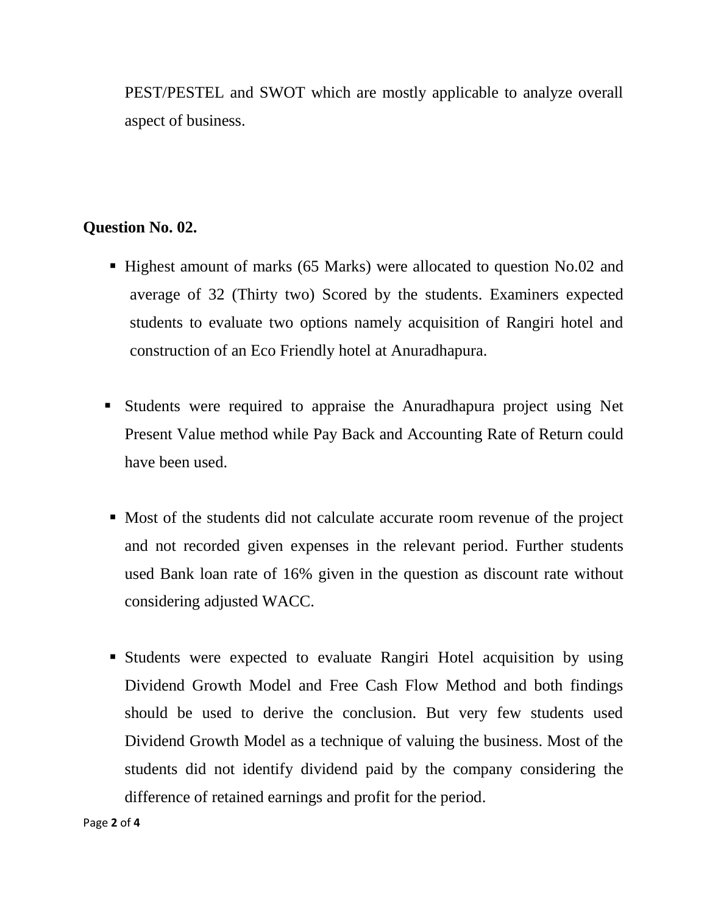PEST/PESTEL and SWOT which are mostly applicable to analyze overall aspect of business.

**Question No. 02.**

- Highest amount of marks (65 Marks) were allocated to question No.02 and average of 32 (Thirty two) Scored by the students. Examiners expected students to evaluate two options namely acquisition of Rangiri hotel and construction of an Eco Friendly hotel at Anuradhapura.

- Students were required to appraise the Anuradhapura project using Net Present Value method while Pay Back and Accounting Rate of Return could have been used.

- Most of the students did not calculate accurate room revenue of the project and not recorded given expenses in the relevant period. Further students used Bank loan rate of 16% given in the question as discount rate without considering adjusted WACC.

- Students were expected to evaluate Rangiri Hotel acquisition by using Dividend Growth Model and Free Cash Flow Method and both findings should be used to derive the conclusion. But very few students used Dividend Growth Model as a technique of valuing the business. Most of the students did not identify dividend paid by the company considering the difference of retained earnings and profit for the period.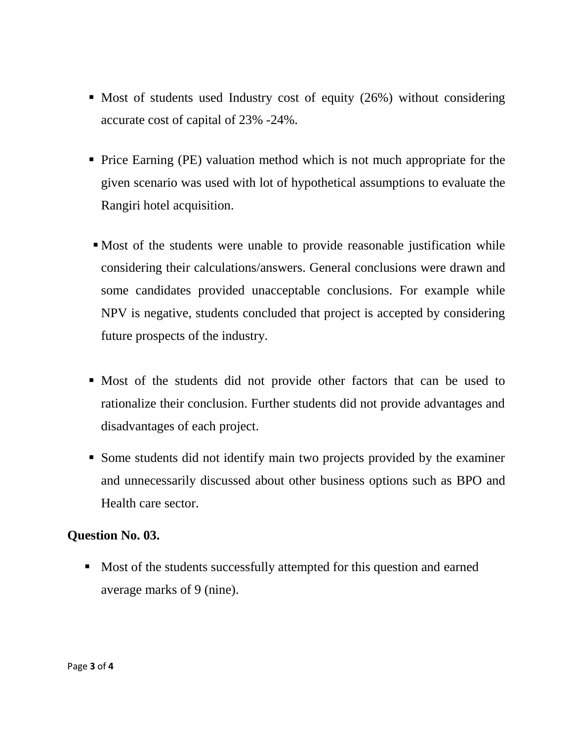- Most of students used Industry cost of equity (26%) without considering accurate cost of capital of 23% -24%.

- Price Earning (PE) valuation method which is not much appropriate for the given scenario was used with lot of hypothetical assumptions to evaluate the Rangiri hotel acquisition.

- Most of the students were unable to provide reasonable justification while considering their calculations/answers. General conclusions were drawn and some candidates provided unacceptable conclusions. For example while NPV is negative, students concluded that project is accepted by considering future prospects of the industry.

- Most of the students did not provide other factors that can be used to rationalize their conclusion. Further students did not provide advantages and disadvantages of each project.

- Some students did not identify main two projects provided by the examiner and unnecessarily discussed about other business options such as BPO and Health care sector.

**Question No. 03.**

- Most of the students successfully attempted for this question and earned average marks of 9 (nine).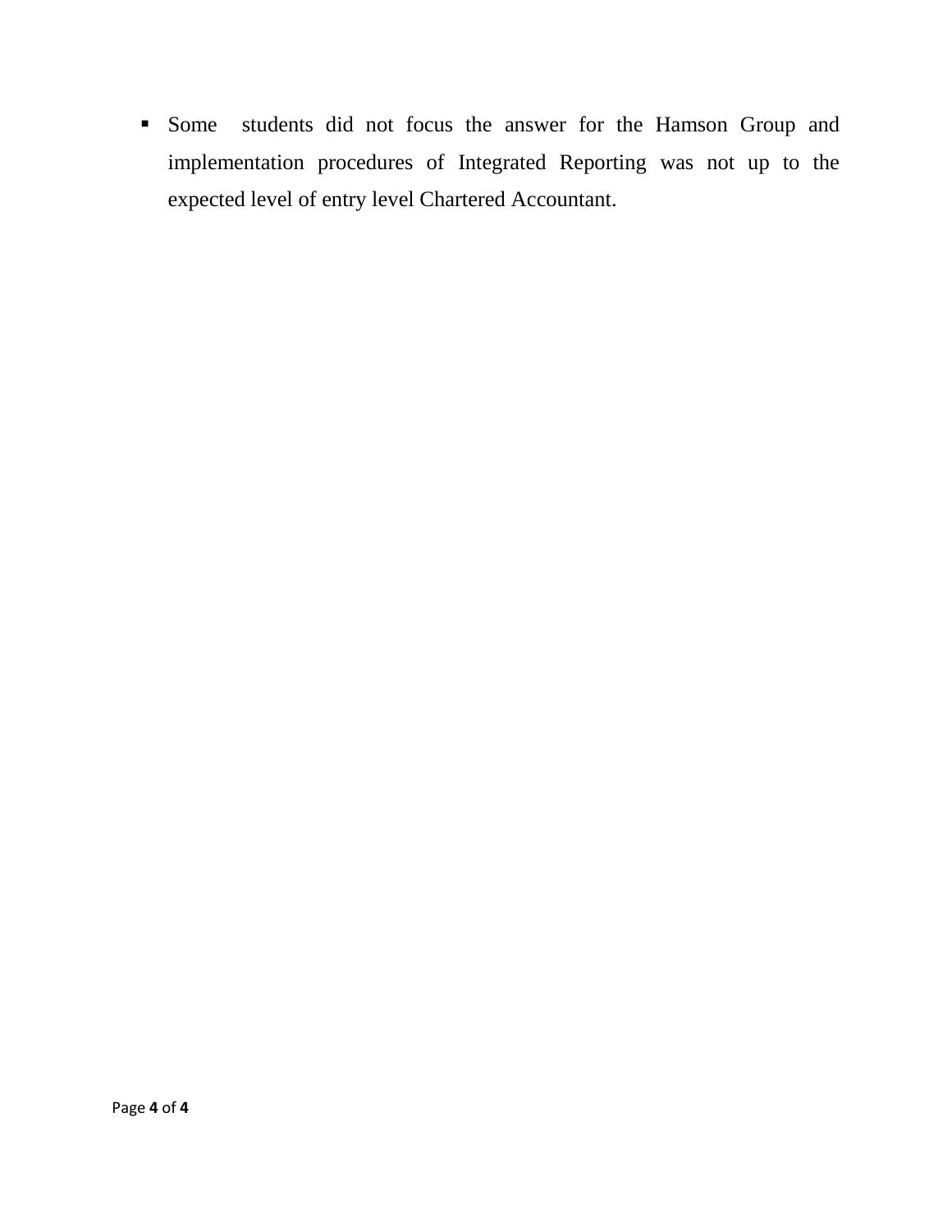- Some students did not focus the answer for the Hamson Group and implementation procedures of Integrated Reporting was not up to the expected level of entry level Chartered Accountant.